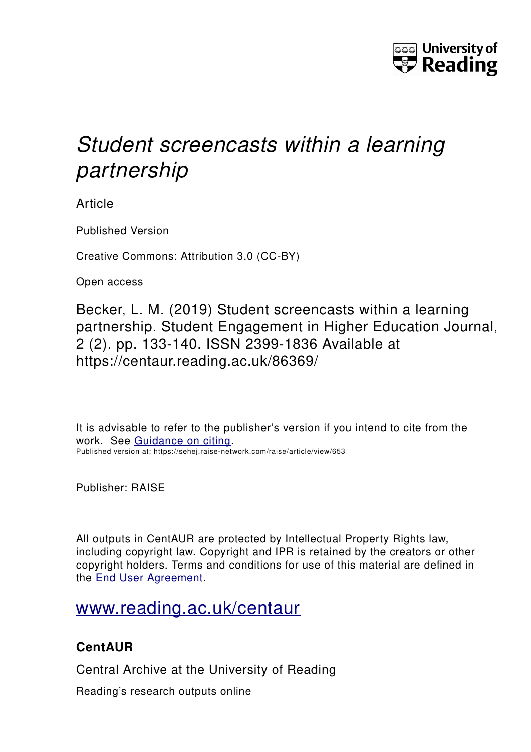University of Reading

# *Student screencasts within a learning partnership*

Article

Published Version

Creative Commons: Attribution 3.0 (CC-BY)

Open access

Becker, L. M. (2019) Student screencasts within a learning partnership. Student Engagement in Higher Education Journal, 2 (2). pp. 133-140. ISSN 2399-1836 Available at https://centaur.reading.ac.uk/86369/

It is advisable to refer to the publisher's version if you intend to cite from the work. See Guidance on citing.

Published version at: https://sehej.raise-network.com/raise/article/view/653

Publisher: RAISE

All outputs in CentAUR are protected by Intellectual Property Rights law, including copyright law. Copyright and IPR is retained by the creators or other copyright holders. Terms and conditions for use of this material are defined in the End User Agreement.

www.reading.ac.uk/centaur

**CentAUR**

Central Archive at the University of Reading

Reading's research outputs online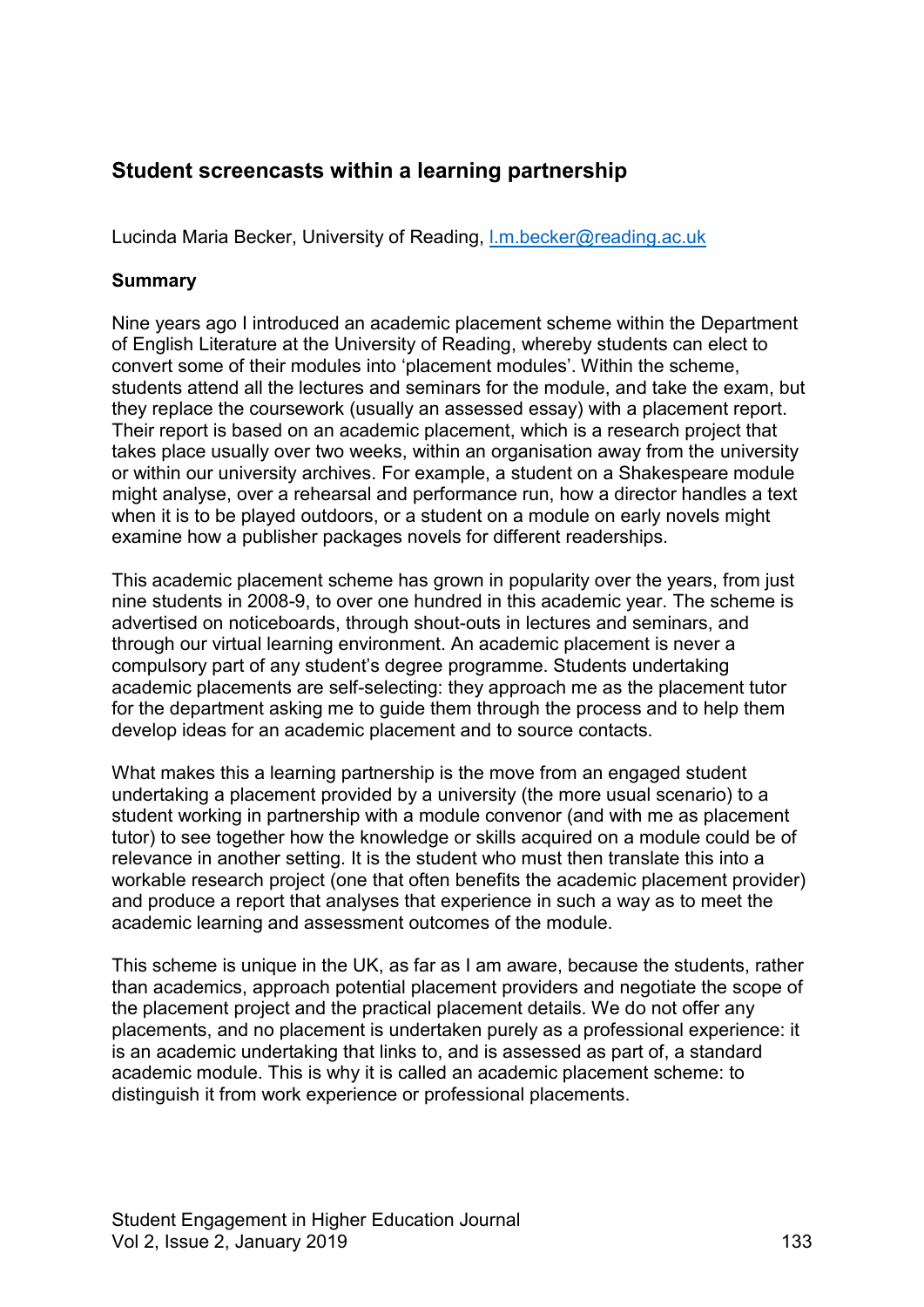## Student screencasts within a learning partnership

Lucinda Maria Becker, University of Reading, l.m.becker@reading.ac.uk

### Summary

Nine years ago I introduced an academic placement scheme within the Department of English Literature at the University of Reading, whereby students can elect to convert some of their modules into 'placement modules'. Within the scheme, students attend all the lectures and seminars for the module, and take the exam, but they replace the coursework (usually an assessed essay) with a placement report. Their report is based on an academic placement, which is a research project that takes place usually over two weeks, within an organisation away from the university or within our university archives. For example, a student on a Shakespeare module might analyse, over a rehearsal and performance run, how a director handles a text when it is to be played outdoors, or a student on a module on early novels might examine how a publisher packages novels for different readerships.

This academic placement scheme has grown in popularity over the years, from just nine students in 2008-9, to over one hundred in this academic year. The scheme is advertised on noticeboards, through shout-outs in lectures and seminars, and through our virtual learning environment. An academic placement is never a compulsory part of any student's degree programme. Students undertaking academic placements are self-selecting: they approach me as the placement tutor for the department asking me to guide them through the process and to help them develop ideas for an academic placement and to source contacts.

What makes this a learning partnership is the move from an engaged student undertaking a placement provided by a university (the more usual scenario) to a student working in partnership with a module convenor (and with me as placement tutor) to see together how the knowledge or skills acquired on a module could be of relevance in another setting. It is the student who must then translate this into a workable research project (one that often benefits the academic placement provider) and produce a report that analyses that experience in such a way as to meet the academic learning and assessment outcomes of the module.

This scheme is unique in the UK, as far as I am aware, because the students, rather than academics, approach potential placement providers and negotiate the scope of the placement project and the practical placement details. We do not offer any placements, and no placement is undertaken purely as a professional experience: it is an academic undertaking that links to, and is assessed as part of, a standard academic module. This is why it is called an academic placement scheme: to distinguish it from work experience or professional placements.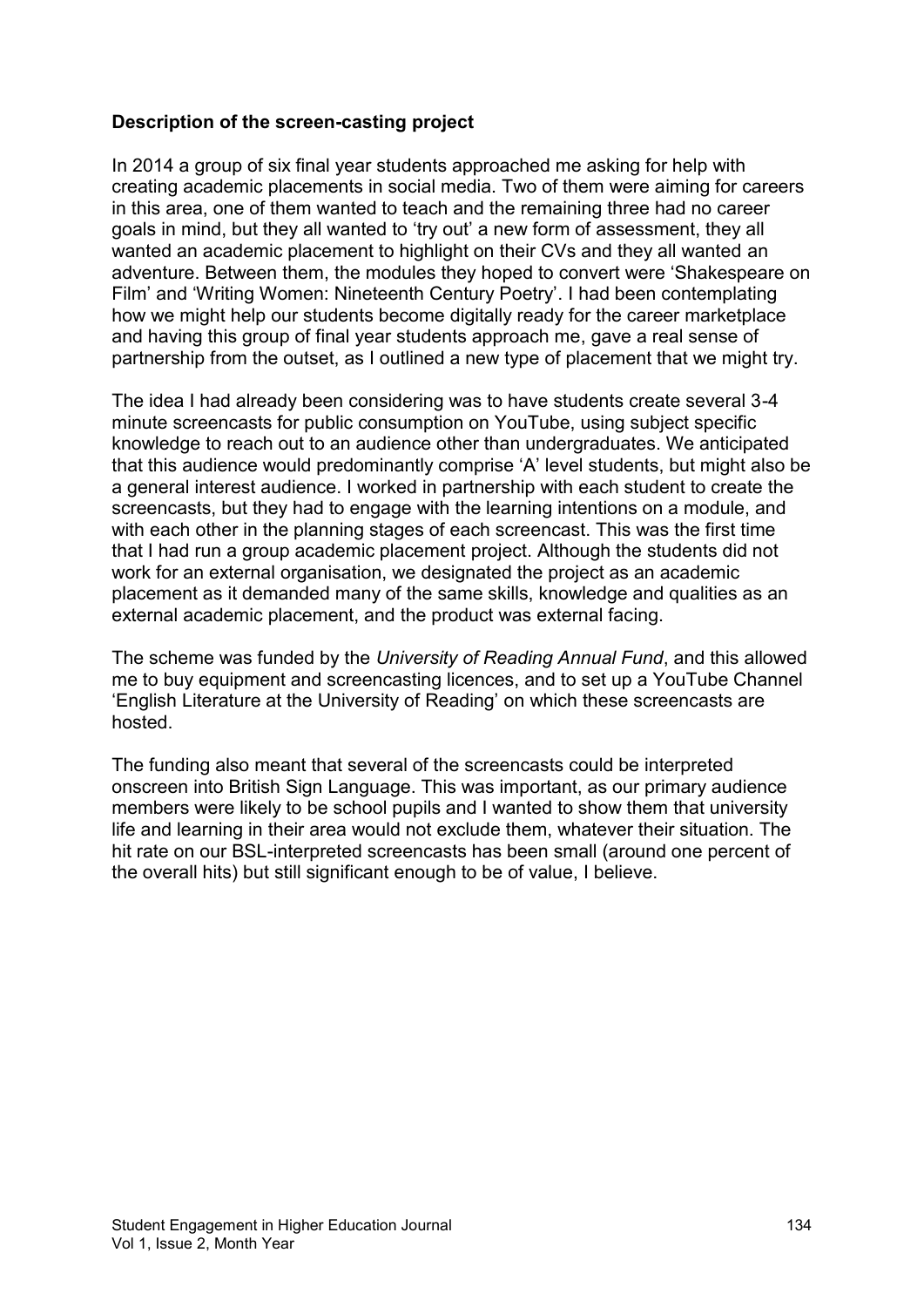**Description of the screen-casting project**

In 2014 a group of six final year students approached me asking for help with creating academic placements in social media. Two of them were aiming for careers in this area, one of them wanted to teach and the remaining three had no career goals in mind, but they all wanted to 'try out' a new form of assessment, they all wanted an academic placement to highlight on their CVs and they all wanted an adventure. Between them, the modules they hoped to convert were 'Shakespeare on Film' and 'Writing Women: Nineteenth Century Poetry'. I had been contemplating how we might help our students become digitally ready for the career marketplace and having this group of final year students approach me, gave a real sense of partnership from the outset, as I outlined a new type of placement that we might try.

The idea I had already been considering was to have students create several 3-4 minute screencasts for public consumption on YouTube, using subject specific knowledge to reach out to an audience other than undergraduates. We anticipated that this audience would predominantly comprise 'A' level students, but might also be a general interest audience. I worked in partnership with each student to create the screencasts, but they had to engage with the learning intentions on a module, and with each other in the planning stages of each screencast. This was the first time that I had run a group academic placement project. Although the students did not work for an external organisation, we designated the project as an academic placement as it demanded many of the same skills, knowledge and qualities as an external academic placement, and the product was external facing.

The scheme was funded by the *University of Reading Annual Fund*, and this allowed me to buy equipment and screencasting licences, and to set up a YouTube Channel 'English Literature at the University of Reading' on which these screencasts are hosted.

The funding also meant that several of the screencasts could be interpreted onscreen into British Sign Language. This was important, as our primary audience members were likely to be school pupils and I wanted to show them that university life and learning in their area would not exclude them, whatever their situation. The hit rate on our BSL-interpreted screencasts has been small (around one percent of the overall hits) but still significant enough to be of value, I believe.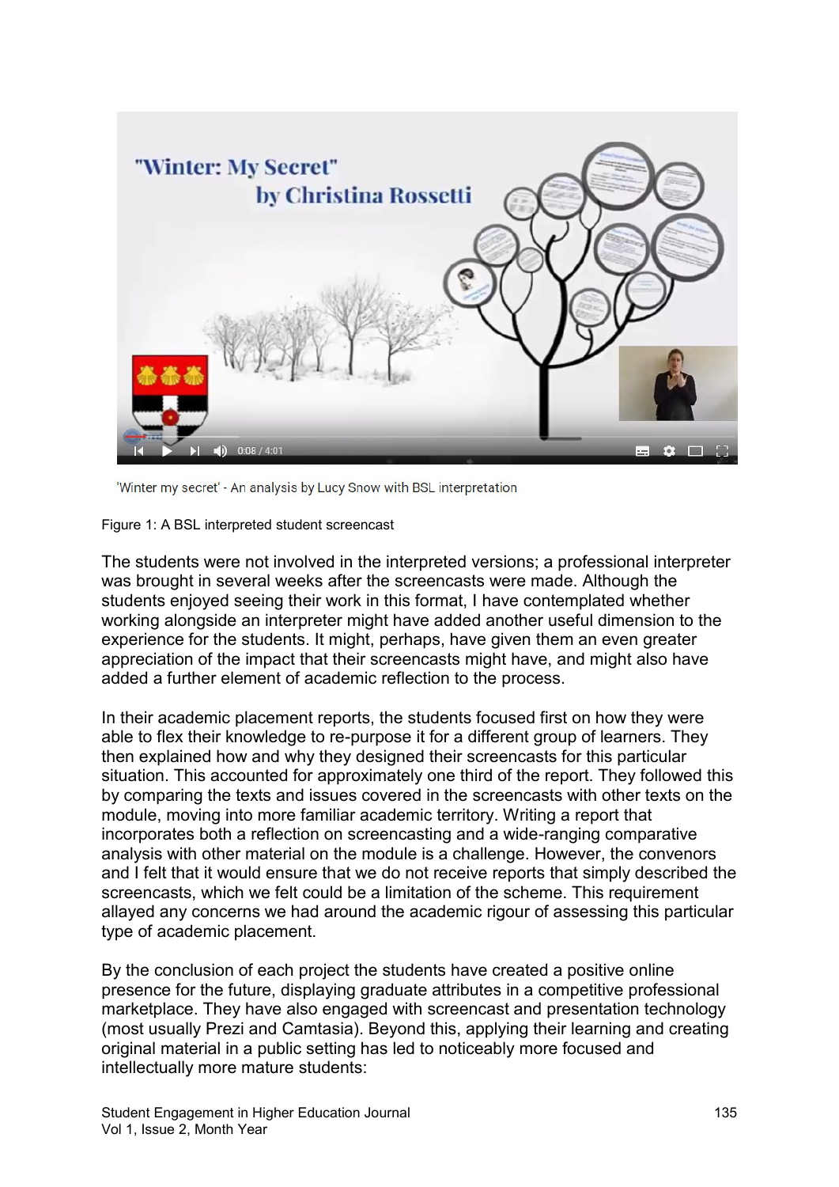'Winter my secret' - An analysis by Lucy Snow with BSL interpretation

Figure 1: A BSL interpreted student screencast

The students were not involved in the interpreted versions; a professional interpreter was brought in several weeks after the screencasts were made. Although the students enjoyed seeing their work in this format, I have contemplated whether working alongside an interpreter might have added another useful dimension to the experience for the students. It might, perhaps, have given them an even greater appreciation of the impact that their screencasts might have, and might also have added a further element of academic reflection to the process.

In their academic placement reports, the students focused first on how they were able to flex their knowledge to re-purpose it for a different group of learners. They then explained how and why they designed their screencasts for this particular situation. This accounted for approximately one third of the report. They followed this by comparing the texts and issues covered in the screencasts with other texts on the module, moving into more familiar academic territory. Writing a report that incorporates both a reflection on screencasting and a wide-ranging comparative analysis with other material on the module is a challenge. However, the convenors and I felt that it would ensure that we do not receive reports that simply described the screencasts, which we felt could be a limitation of the scheme. This requirement allayed any concerns we had around the academic rigour of assessing this particular type of academic placement.

By the conclusion of each project the students have created a positive online presence for the future, displaying graduate attributes in a competitive professional marketplace. They have also engaged with screencast and presentation technology (most usually Prezi and Camtasia). Beyond this, applying their learning and creating original material in a public setting has led to noticeably more focused and intellectually more mature students: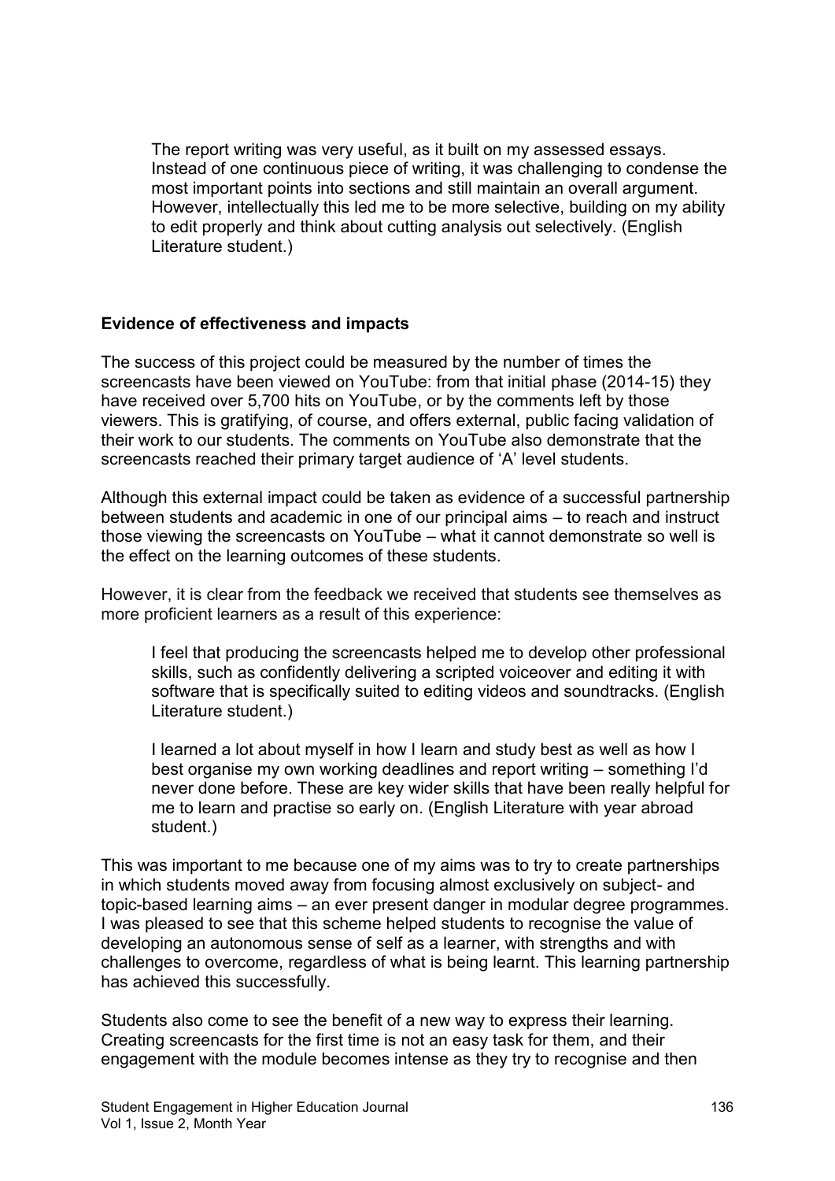> The report writing was very useful, as it built on my assessed essays. Instead of one continuous piece of writing, it was challenging to condense the most important points into sections and still maintain an overall argument. However, intellectually this led me to be more selective, building on my ability to edit properly and think about cutting analysis out selectively. (English Literature student.)

**Evidence of effectiveness and impacts**

The success of this project could be measured by the number of times the screencasts have been viewed on YouTube: from that initial phase (2014-15) they have received over 5,700 hits on YouTube, or by the comments left by those viewers. This is gratifying, of course, and offers external, public facing validation of their work to our students. The comments on YouTube also demonstrate that the screencasts reached their primary target audience of 'A' level students.

Although this external impact could be taken as evidence of a successful partnership between students and academic in one of our principal aims – to reach and instruct those viewing the screencasts on YouTube – what it cannot demonstrate so well is the effect on the learning outcomes of these students.

However, it is clear from the feedback we received that students see themselves as more proficient learners as a result of this experience:

> I feel that producing the screencasts helped me to develop other professional skills, such as confidently delivering a scripted voiceover and editing it with software that is specifically suited to editing videos and soundtracks. (English Literature student.)

> I learned a lot about myself in how I learn and study best as well as how I best organise my own working deadlines and report writing – something I'd never done before. These are key wider skills that have been really helpful for me to learn and practise so early on. (English Literature with year abroad student.)

This was important to me because one of my aims was to try to create partnerships in which students moved away from focusing almost exclusively on subject- and topic-based learning aims – an ever present danger in modular degree programmes. I was pleased to see that this scheme helped students to recognise the value of developing an autonomous sense of self as a learner, with strengths and with challenges to overcome, regardless of what is being learnt. This learning partnership has achieved this successfully.

Students also come to see the benefit of a new way to express their learning. Creating screencasts for the first time is not an easy task for them, and their engagement with the module becomes intense as they try to recognise and then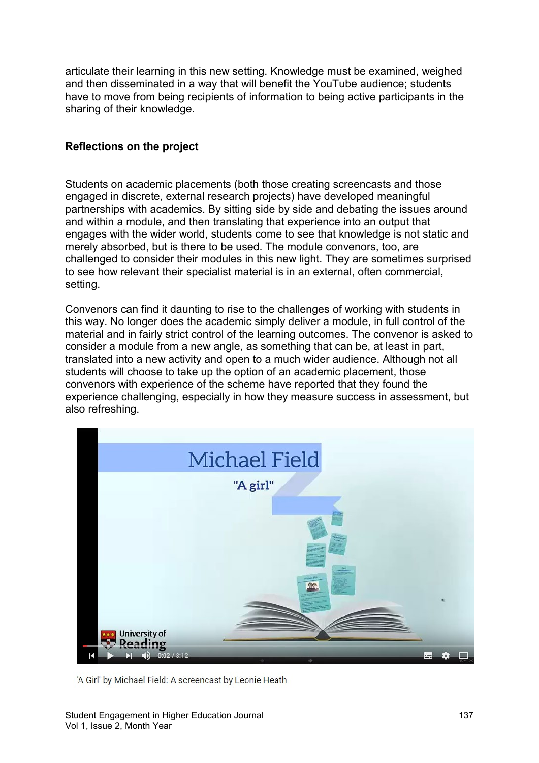articulate their learning in this new setting. Knowledge must be examined, weighed and then disseminated in a way that will benefit the YouTube audience; students have to move from being recipients of information to being active participants in the sharing of their knowledge.

## Reflections on the project

Students on academic placements (both those creating screencasts and those engaged in discrete, external research projects) have developed meaningful partnerships with academics. By sitting side by side and debating the issues around and within a module, and then translating that experience into an output that engages with the wider world, students come to see that knowledge is not static and merely absorbed, but is there to be used. The module convenors, too, are challenged to consider their modules in this new light. They are sometimes surprised to see how relevant their specialist material is in an external, often commercial, setting.

Convenors can find it daunting to rise to the challenges of working with students in this way. No longer does the academic simply deliver a module, in full control of the material and in fairly strict control of the learning outcomes. The convenor is asked to consider a module from a new angle, as something that can be, at least in part, translated into a new activity and open to a much wider audience. Although not all students will choose to take up the option of an academic placement, those convenors with experience of the scheme have reported that they found the experience challenging, especially in how they measure success in assessment, but also refreshing.

'A Girl' by Michael Field: A screencast by Leonie Heath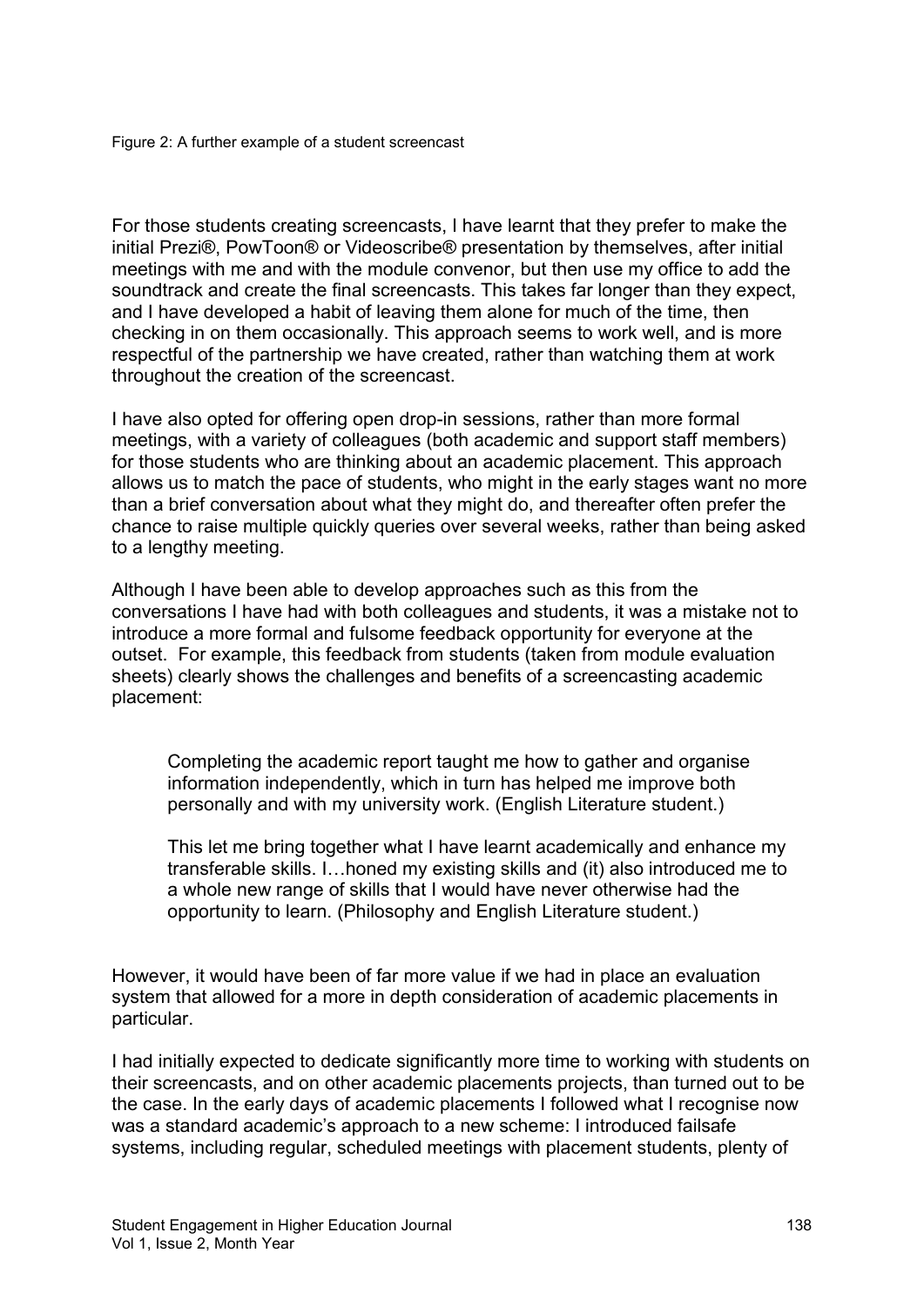Figure 2: A further example of a student screencast

For those students creating screencasts, I have learnt that they prefer to make the initial Prezi®, PowToon® or Videoscribe® presentation by themselves, after initial meetings with me and with the module convenor, but then use my office to add the soundtrack and create the final screencasts. This takes far longer than they expect, and I have developed a habit of leaving them alone for much of the time, then checking in on them occasionally. This approach seems to work well, and is more respectful of the partnership we have created, rather than watching them at work throughout the creation of the screencast.

I have also opted for offering open drop-in sessions, rather than more formal meetings, with a variety of colleagues (both academic and support staff members) for those students who are thinking about an academic placement. This approach allows us to match the pace of students, who might in the early stages want no more than a brief conversation about what they might do, and thereafter often prefer the chance to raise multiple quickly queries over several weeks, rather than being asked to a lengthy meeting.

Although I have been able to develop approaches such as this from the conversations I have had with both colleagues and students, it was a mistake not to introduce a more formal and fulsome feedback opportunity for everyone at the outset. For example, this feedback from students (taken from module evaluation sheets) clearly shows the challenges and benefits of a screencasting academic placement:

> Completing the academic report taught me how to gather and organise information independently, which in turn has helped me improve both personally and with my university work. (English Literature student.)
>
> This let me bring together what I have learnt academically and enhance my transferable skills. I…honed my existing skills and (it) also introduced me to a whole new range of skills that I would have never otherwise had the opportunity to learn. (Philosophy and English Literature student.)

However, it would have been of far more value if we had in place an evaluation system that allowed for a more in depth consideration of academic placements in particular.

I had initially expected to dedicate significantly more time to working with students on their screencasts, and on other academic placements projects, than turned out to be the case. In the early days of academic placements I followed what I recognise now was a standard academic's approach to a new scheme: I introduced failsafe systems, including regular, scheduled meetings with placement students, plenty of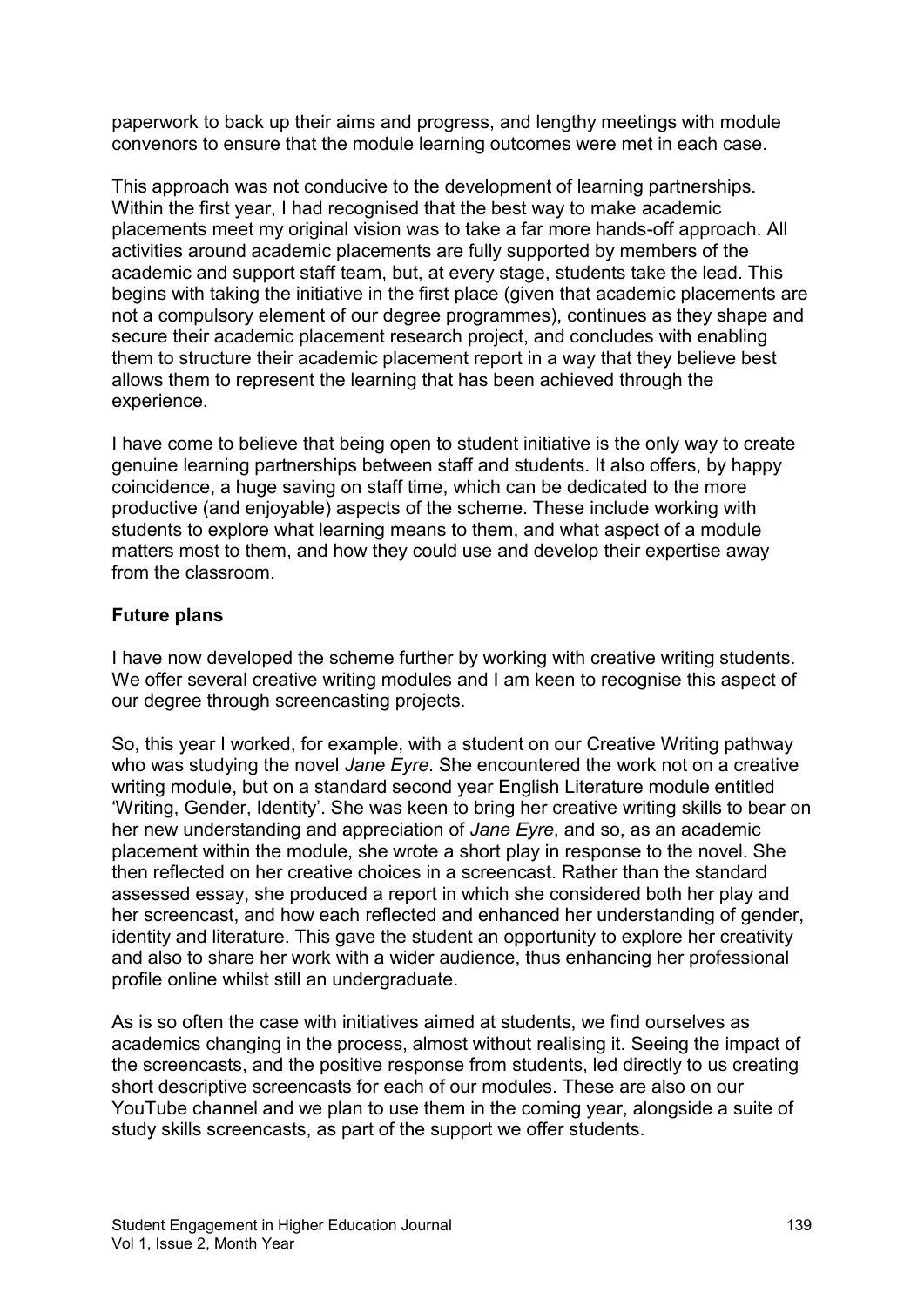paperwork to back up their aims and progress, and lengthy meetings with module convenors to ensure that the module learning outcomes were met in each case.

This approach was not conducive to the development of learning partnerships. Within the first year, I had recognised that the best way to make academic placements meet my original vision was to take a far more hands-off approach. All activities around academic placements are fully supported by members of the academic and support staff team, but, at every stage, students take the lead. This begins with taking the initiative in the first place (given that academic placements are not a compulsory element of our degree programmes), continues as they shape and secure their academic placement research project, and concludes with enabling them to structure their academic placement report in a way that they believe best allows them to represent the learning that has been achieved through the experience.

I have come to believe that being open to student initiative is the only way to create genuine learning partnerships between staff and students. It also offers, by happy coincidence, a huge saving on staff time, which can be dedicated to the more productive (and enjoyable) aspects of the scheme. These include working with students to explore what learning means to them, and what aspect of a module matters most to them, and how they could use and develop their expertise away from the classroom.

**Future plans**

I have now developed the scheme further by working with creative writing students. We offer several creative writing modules and I am keen to recognise this aspect of our degree through screencasting projects.

So, this year I worked, for example, with a student on our Creative Writing pathway who was studying the novel *Jane Eyre*. She encountered the work not on a creative writing module, but on a standard second year English Literature module entitled 'Writing, Gender, Identity'. She was keen to bring her creative writing skills to bear on her new understanding and appreciation of *Jane Eyre*, and so, as an academic placement within the module, she wrote a short play in response to the novel. She then reflected on her creative choices in a screencast. Rather than the standard assessed essay, she produced a report in which she considered both her play and her screencast, and how each reflected and enhanced her understanding of gender, identity and literature. This gave the student an opportunity to explore her creativity and also to share her work with a wider audience, thus enhancing her professional profile online whilst still an undergraduate.

As is so often the case with initiatives aimed at students, we find ourselves as academics changing in the process, almost without realising it. Seeing the impact of the screencasts, and the positive response from students, led directly to us creating short descriptive screencasts for each of our modules. These are also on our YouTube channel and we plan to use them in the coming year, alongside a suite of study skills screencasts, as part of the support we offer students.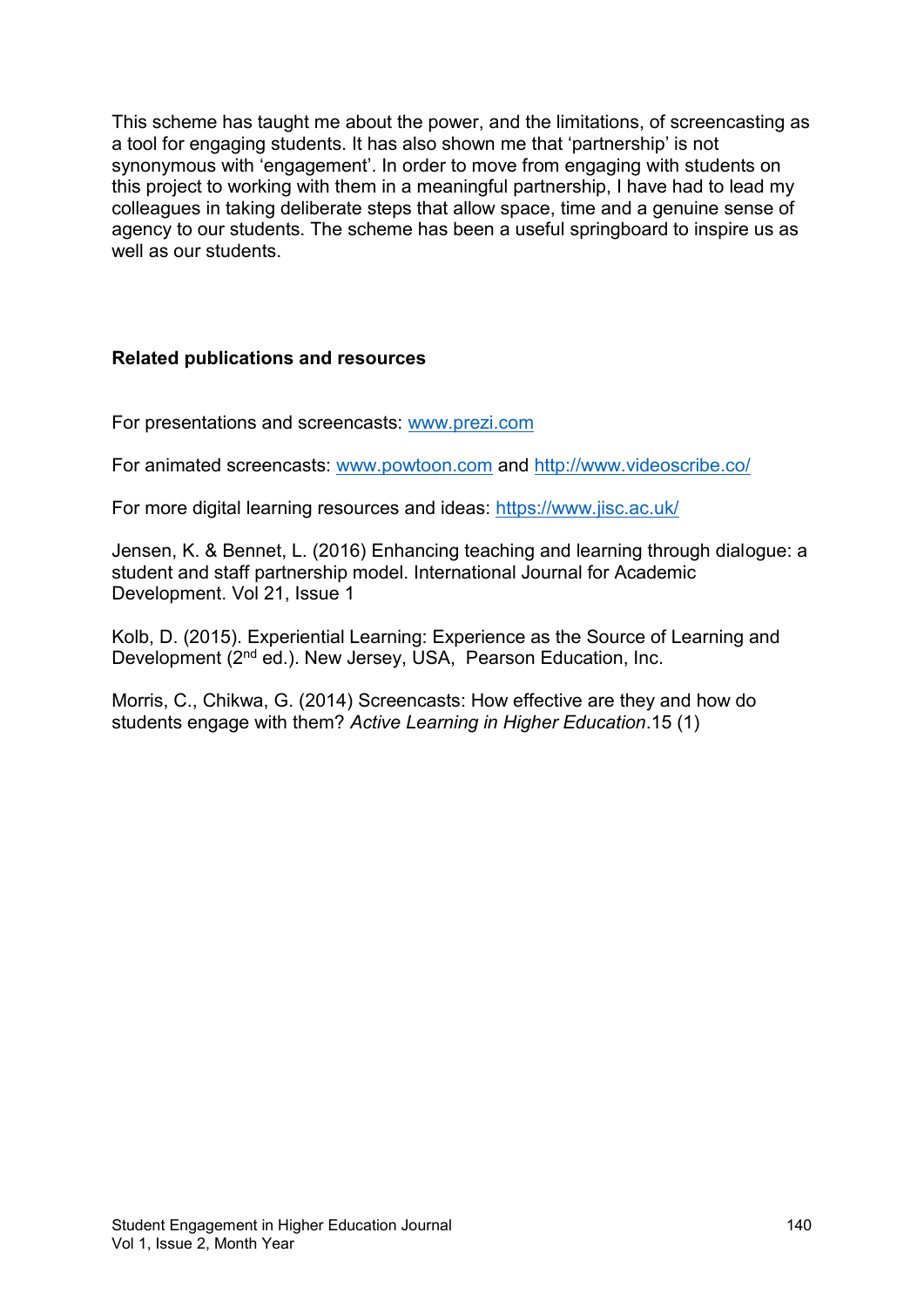This scheme has taught me about the power, and the limitations, of screencasting as a tool for engaging students. It has also shown me that 'partnership' is not synonymous with 'engagement'. In order to move from engaging with students on this project to working with them in a meaningful partnership, I have had to lead my colleagues in taking deliberate steps that allow space, time and a genuine sense of agency to our students. The scheme has been a useful springboard to inspire us as well as our students.

**Related publications and resources**

For presentations and screencasts: www.prezi.com

For animated screencasts: www.powtoon.com and http://www.videoscribe.co/

For more digital learning resources and ideas: https://www.jisc.ac.uk/

Jensen, K. & Bennet, L. (2016) Enhancing teaching and learning through dialogue: a student and staff partnership model. International Journal for Academic Development. Vol 21, Issue 1

Kolb, D. (2015). Experiential Learning: Experience as the Source of Learning and Development (2nd ed.). New Jersey, USA, Pearson Education, Inc.

Morris, C., Chikwa, G. (2014) Screencasts: How effective are they and how do students engage with them? *Active Learning in Higher Education*.15 (1)